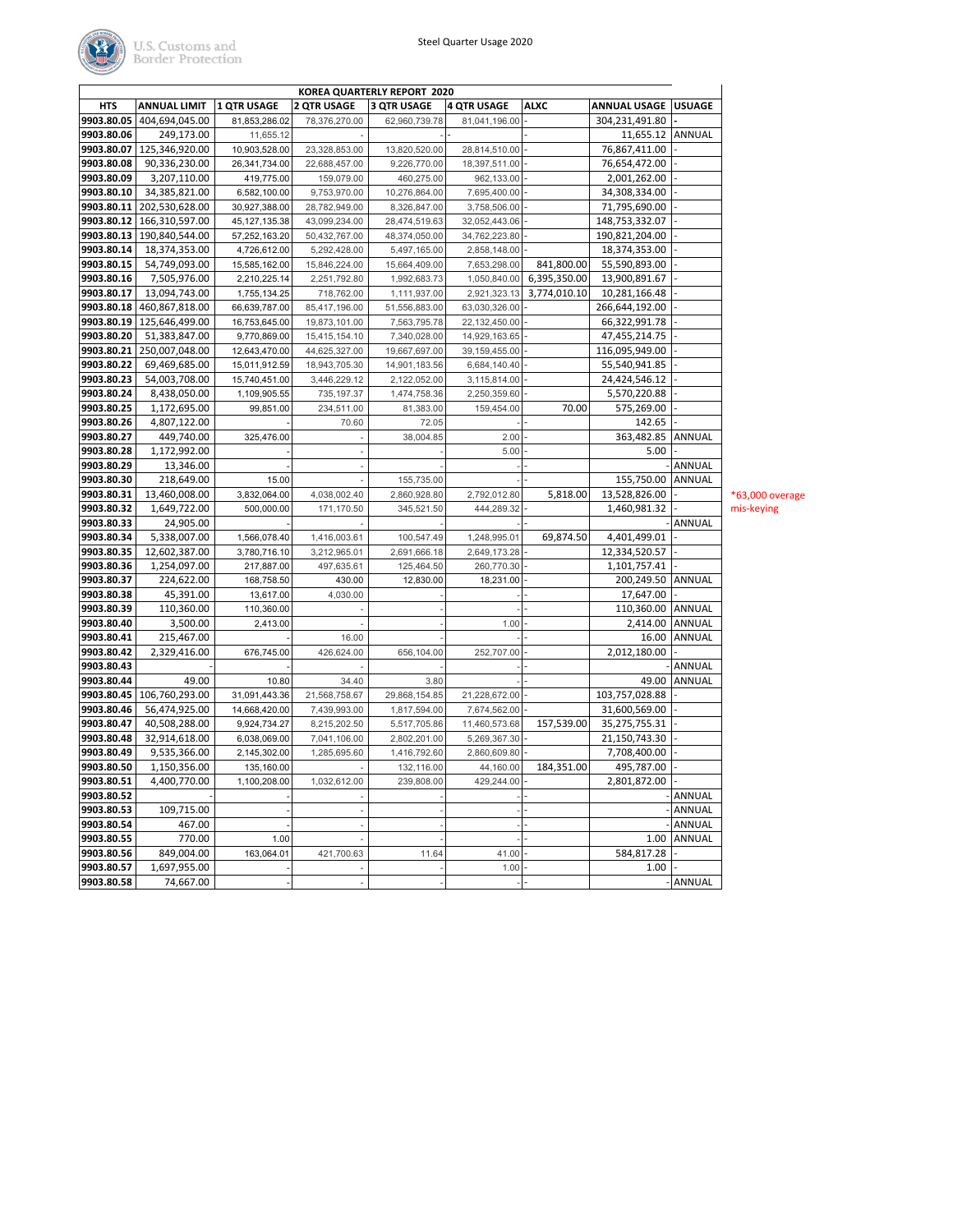Steel Quarter Usage 2020

| KOREA QUARTERLY REPORT 2020 | | | | | | | | |
|---|---|---|---|---|---|---|---|---|
| **HTS** | **ANNUAL LIMIT** | **1 QTR USAGE** | **2 QTR USAGE** | **3 QTR USAGE** | **4 QTR USAGE** | **ALXC** | **ANNUAL USAGE** | **USAGE** |
| **9903.80.05** | 404,694,045.00 | 81,853,286.02 | 78,376,270.00 | 62,960,739.78 | 81,041,196.00 | - | 304,231,491.80 | - |
| **9903.80.06** | 249,173.00 | 11,655.12 | - | - | - | - | 11,655.12 | ANNUAL |
| **9903.80.07** | 125,346,920.00 | 10,903,528.00 | 23,328,853.00 | 13,820,520.00 | 28,814,510.00 | - | 76,867,411.00 | - |
| **9903.80.08** | 90,336,230.00 | 26,341,734.00 | 22,688,457.00 | 9,226,770.00 | 18,397,511.00 | - | 76,654,472.00 | - |
| **9903.80.09** | 3,207,110.00 | 419,775.00 | 159,079.00 | 460,275.00 | 962,133.00 | - | 2,001,262.00 | - |
| **9903.80.10** | 34,385,821.00 | 6,582,100.00 | 9,753,970.00 | 10,276,864.00 | 7,695,400.00 | - | 34,308,334.00 | - |
| **9903.80.11** | 202,530,628.00 | 30,927,388.00 | 28,782,949.00 | 8,326,847.00 | 3,758,506.00 | - | 71,795,690.00 | - |
| **9903.80.12** | 166,310,597.00 | 45,127,135.38 | 43,099,234.00 | 28,474,519.63 | 32,052,443.06 | - | 148,753,332.07 | - |
| **9903.80.13** | 190,840,544.00 | 57,252,163.20 | 50,432,767.00 | 48,374,050.00 | 34,762,223.80 | - | 190,821,204.00 | - |
| **9903.80.14** | 18,374,353.00 | 4,726,612.00 | 5,292,428.00 | 5,497,165.00 | 2,858,148.00 | - | 18,374,353.00 | - |
| **9903.80.15** | 54,749,093.00 | 15,585,162.00 | 15,846,224.00 | 15,664,409.00 | 7,653,298.00 | 841,800.00 | 55,590,893.00 | - |
| **9903.80.16** | 7,505,976.00 | 2,210,225.14 | 2,251,792.80 | 1,992,683.73 | 1,050,840.00 | 6,395,350.00 | 13,900,891.67 | - |
| **9903.80.17** | 13,094,743.00 | 1,755,134.25 | 718,762.00 | 1,111,937.00 | 2,921,323.13 | 3,774,010.10 | 10,281,166.48 | - |
| **9903.80.18** | 460,867,818.00 | 66,639,787.00 | 85,417,196.00 | 51,556,883.00 | 63,030,326.00 | - | 266,644,192.00 | - |
| **9903.80.19** | 125,646,499.00 | 16,753,645.00 | 19,873,101.00 | 7,563,795.78 | 22,132,450.00 | - | 66,322,991.78 | - |
| **9903.80.20** | 51,383,847.00 | 9,770,869.00 | 15,415,154.10 | 7,340,028.00 | 14,929,163.65 | - | 47,455,214.75 | - |
| **9903.80.21** | 250,007,048.00 | 12,643,470.00 | 44,625,327.00 | 19,667,697.00 | 39,159,455.00 | - | 116,095,949.00 | - |
| **9903.80.22** | 69,469,685.00 | 15,011,912.59 | 18,943,705.30 | 14,901,183.56 | 6,684,140.40 | - | 55,540,941.85 | - |
| **9903.80.23** | 54,003,708.00 | 15,740,451.00 | 3,446,229.12 | 2,122,052.00 | 3,115,814.00 | - | 24,424,546.12 | - |
| **9903.80.24** | 8,438,050.00 | 1,109,905.55 | 735,197.37 | 1,474,758.36 | 2,250,359.60 | - | 5,570,220.88 | - |
| **9903.80.25** | 1,172,695.00 | 99,851.00 | 234,511.00 | 81,383.00 | 159,454.00 | 70.00 | 575,269.00 | - |
| **9903.80.26** | 4,807,122.00 | | 70.60 | 72.05 | | - | 142.65 | - |
| **9903.80.27** | 449,740.00 | 325,476.00 | - | 38,004.85 | 2.00 | - | 363,482.85 | ANNUAL |
| **9903.80.28** | 1,172,992.00 | - | - | - | 5.00 | - | 5.00 | - |
| **9903.80.29** | 13,346.00 | | - | - | - | - | - | ANNUAL |
| **9903.80.30** | 218,649.00 | 15.00 | - | 155,735.00 | | - | 155,750.00 | ANNUAL |
| **9903.80.31** | 13,460,008.00 | 3,832,064.00 | 4,038,002.40 | 2,860,928.80 | 2,792,012.80 | 5,818.00 | 13,528,826.00 | - |
| **9903.80.32** | 1,649,722.00 | 500,000.00 | 171,170.50 | 345,521.50 | 444,289.32 | - | 1,460,981.32 | - |
| **9903.80.33** | 24,905.00 | | - | | - | - | - | ANNUAL |
| **9903.80.34** | 5,338,007.00 | 1,566,078.40 | 1,416,003.61 | 100,547.49 | 1,248,995.01 | 69,874.50 | 4,401,499.01 | - |
| **9903.80.35** | 12,602,387.00 | 3,780,716.10 | 3,212,965.01 | 2,691,666.18 | 2,649,173.28 | - | 12,334,520.57 | - |
| **9903.80.36** | 1,254,097.00 | 217,887.00 | 497,635.61 | 125,464.50 | 260,770.30 | - | 1,101,757.41 | - |
| **9903.80.37** | 224,622.00 | 168,758.50 | 430.00 | 12,830.00 | 18,231.00 | - | 200,249.50 | ANNUAL |
| **9903.80.38** | 45,391.00 | 13,617.00 | 4,030.00 | | - | - | 17,647.00 | - |
| **9903.80.39** | 110,360.00 | 110,360.00 | - | - | - | - | 110,360.00 | ANNUAL |
| **9903.80.40** | 3,500.00 | 2,413.00 | - | - | 1.00 | - | 2,414.00 | ANNUAL |
| **9903.80.41** | 215,467.00 | - | 16.00 | - | | - | 16.00 | ANNUAL |
| **9903.80.42** | 2,329,416.00 | 676,745.00 | 426,624.00 | 656,104.00 | 252,707.00 | - | 2,012,180.00 | - |
| **9903.80.43** | - | - | - | - | | - | - | ANNUAL |
| **9903.80.44** | 49.00 | 10.80 | 34.40 | 3.80 | - | - | 49.00 | ANNUAL |
| **9903.80.45** | 106,760,293.00 | 31,091,443.36 | 21,568,758.67 | 29,868,154.85 | 21,228,672.00 | - | 103,757,028.88 | - |
| **9903.80.46** | 56,474,925.00 | 14,668,420.00 | 7,439,993.00 | 1,817,594.00 | 7,674,562.00 | - | 31,600,569.00 | - |
| **9903.80.47** | 40,508,288.00 | 9,924,734.27 | 8,215,202.50 | 5,517,705.86 | 11,460,573.68 | 157,539.00 | 35,275,755.31 | - |
| **9903.80.48** | 32,914,618.00 | 6,038,069.00 | 7,041,106.00 | 2,802,201.00 | 5,269,367.30 | - | 21,150,743.30 | - |
| **9903.80.49** | 9,535,366.00 | 2,145,302.00 | 1,285,695.60 | 1,416,792.60 | 2,860,609.80 | - | 7,708,400.00 | - |
| **9903.80.50** | 1,150,356.00 | 135,160.00 | - | 132,116.00 | 44,160.00 | 184,351.00 | 495,787.00 | - |
| **9903.80.51** | 4,400,770.00 | 1,100,208.00 | 1,032,612.00 | 239,808.00 | 429,244.00 | - | 2,801,872.00 | - |
| **9903.80.52** | - | - | - | - | - | - | - | ANNUAL |
| **9903.80.53** | 109,715.00 | - | - | - | - | - | - | ANNUAL |
| **9903.80.54** | 467.00 | - | - | - | - | - | - | ANNUAL |
| **9903.80.55** | 770.00 | 1.00 | - | - | - | - | 1.00 | ANNUAL |
| **9903.80.56** | 849,004.00 | 163,064.01 | 421,700.63 | 11.64 | 41.00 | - | 584,817.28 | - |
| **9903.80.57** | 1,697,955.00 | - | - | - | 1.00 | - | 1.00 | - |
| **9903.80.58** | 74,667.00 | - | - | - | - | - | - | ANNUAL |

*63,000 overage mis-keying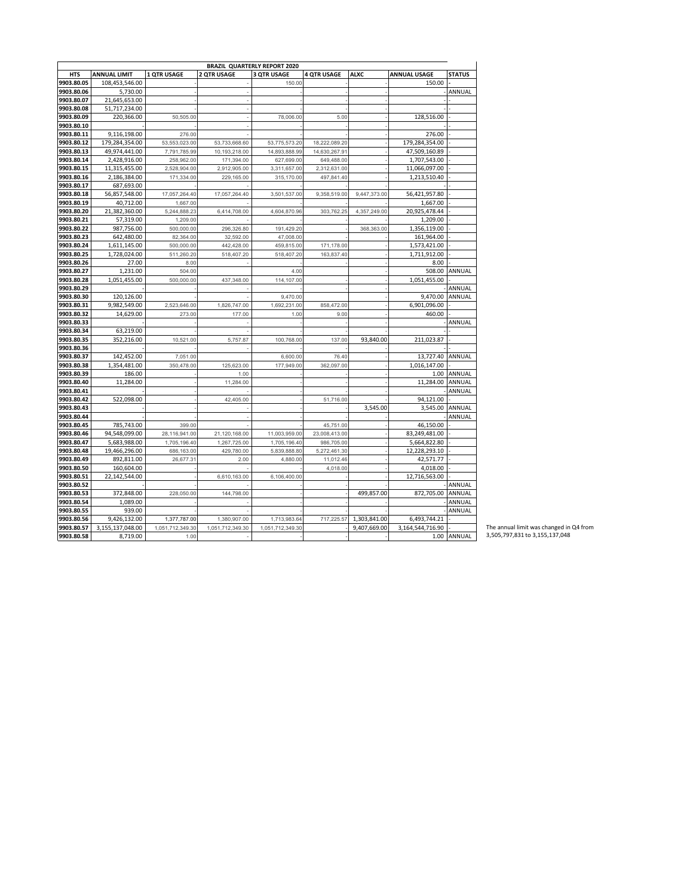| BRAZIL QUARTERLY REPORT 2020 | | | | | | | | |
|---|---|---|---|---|---|---|---|---|
| **HTS** | **ANNUAL LIMIT** | **1 QTR USAGE** | **2 QTR USAGE** | **3 QTR USAGE** | **4 QTR USAGE** | **ALXC** | **ANNUAL USAGE** | **STATUS** |
| **9903.80.05** | 108,453,546.00 | | - | 150.00 | - | - | 150.00 | - |
| **9903.80.06** | 5,730.00 | | - | - | - | - | - | ANNUAL |
| **9903.80.07** | 21,645,653.00 | | - | - | - | - | - | - |
| **9903.80.08** | 51,717,234.00 | | - | - | - | - | - | - |
| **9903.80.09** | 220,366.00 | 50,505.00 | - | 78,006.00 | 5.00 | - | 128,516.00 | - |
| **9903.80.10** | - | | - | - | - | - | - | - |
| **9903.80.11** | 9,116,198.00 | 276.00 | - | - | - | - | 276.00 | - |
| **9903.80.12** | 179,284,354.00 | 53,553,023.00 | 53,733,668.60 | 53,775,573.20 | 18,222,089.20 | - | 179,284,354.00 | - |
| **9903.80.13** | 49,974,441.00 | 7,791,785.99 | 10,193,218.00 | 14,893,888.99 | 14,630,267.91 | - | 47,509,160.89 | - |
| **9903.80.14** | 2,428,916.00 | 258,962.00 | 171,394.00 | 627,699.00 | 649,488.00 | - | 1,707,543.00 | - |
| **9903.80.15** | 11,315,455.00 | 2,528,904.00 | 2,912,905.00 | 3,311,657.00 | 2,312,631.00 | - | 11,066,097.00 | - |
| **9903.80.16** | 2,186,384.00 | 171,334.00 | 229,165.00 | 315,170.00 | 497,841.40 | - | 1,213,510.40 | - |
| **9903.80.17** | 687,693.00 | | - | - | - | - | - | - |
| **9903.80.18** | 56,857,548.00 | 17,057,264.40 | 17,057,264.40 | 3,501,537.00 | 9,358,519.00 | 9,447,373.00 | 56,421,957.80 | - |
| **9903.80.19** | 40,712.00 | 1,667.00 | - | - | - | - | 1,667.00 | - |
| **9903.80.20** | 21,382,360.00 | 5,244,888.23 | 6,414,708.00 | 4,604,870.96 | 303,762.25 | 4,357,249.00 | 20,925,478.44 | - |
| **9903.80.21** | 57,319.00 | 1,209.00 | - | - | - | - | 1,209.00 | - |
| **9903.80.22** | 987,756.00 | 500,000.00 | 296,326.80 | 191,429.20 | - | 368,363.00 | 1,356,119.00 | - |
| **9903.80.23** | 642,480.00 | 82,364.00 | 32,592.00 | 47,008.00 | - | - | 161,964.00 | - |
| **9903.80.24** | 1,611,145.00 | 500,000.00 | 442,428.00 | 459,815.00 | 171,178.00 | - | 1,573,421.00 | - |
| **9903.80.25** | 1,728,024.00 | 511,260.20 | 518,407.20 | 518,407.20 | 163,837.40 | - | 1,711,912.00 | - |
| **9903.80.26** | 27.00 | 8.00 | - | - | - | - | 8.00 | - |
| **9903.80.27** | 1,231.00 | 504.00 | | 4.00 | - | - | 508.00 | ANNUAL |
| **9903.80.28** | 1,051,455.00 | 500,000.00 | 437,348.00 | 114,107.00 | - | - | 1,051,455.00 | - |
| **9903.80.29** | - | | - | - | - | - | - | ANNUAL |
| **9903.80.30** | 120,126.00 | | - | 9,470.00 | - | - | 9,470.00 | ANNUAL |
| **9903.80.31** | 9,982,549.00 | 2,523,646.00 | 1,826,747.00 | 1,692,231.00 | 858,472.00 | - | 6,901,096.00 | - |
| **9903.80.32** | 14,629.00 | 273.00 | 177.00 | 1.00 | 9.00 | - | 460.00 | - |
| **9903.80.33** | - | | - | - | - | - | - | ANNUAL |
| **9903.80.34** | 63,219.00 | | - | - | - | - | - | - |
| **9903.80.35** | 352,216.00 | 10,521.00 | 5,757.87 | 100,768.00 | 137.00 | 93,840.00 | 211,023.87 | - |
| **9903.80.36** | - | | - | - | - | - | - | - |
| **9903.80.37** | 142,452.00 | 7,051.00 | | 6,600.00 | 76.40 | - | 13,727.40 | ANNUAL |
| **9903.80.38** | 1,354,481.00 | 350,478.00 | 125,623.00 | 177,949.00 | 362,097.00 | - | 1,016,147.00 | - |
| **9903.80.39** | 186.00 | | 1.00 | - | - | - | 1.00 | ANNUAL |
| **9903.80.40** | 11,284.00 | | 11,284.00 | - | - | - | 11,284.00 | ANNUAL |
| **9903.80.41** | - | | - | - | - | - | - | ANNUAL |
| **9903.80.42** | 522,098.00 | | 42,405.00 | - | 51,716.00 | - | 94,121.00 | - |
| **9903.80.43** | - | | - | - | - | 3,545.00 | 3,545.00 | ANNUAL |
| **9903.80.44** | - | | - | - | - | - | - | ANNUAL |
| **9903.80.45** | 785,743.00 | 399.00 | - | - | 45,751.00 | - | 46,150.00 | - |
| **9903.80.46** | 94,548,099.00 | 28,116,941.00 | 21,120,168.00 | 11,003,959.00 | 23,008,413.00 | - | 83,249,481.00 | - |
| **9903.80.47** | 5,683,988.00 | 1,705,196.40 | 1,267,725.00 | 1,705,196.40 | 986,705.00 | - | 5,664,822.80 | - |
| **9903.80.48** | 19,466,296.00 | 686,163.00 | 429,780.00 | 5,839,888.80 | 5,272,461.30 | - | 12,228,293.10 | - |
| **9903.80.49** | 892,811.00 | 26,677.31 | 2.00 | 4,880.00 | 11,012.46 | - | 42,571.77 | - |
| **9903.80.50** | 160,604.00 | | - | - | 4,018.00 | - | 4,018.00 | - |
| **9903.80.51** | 22,142,544.00 | | 6,610,163.00 | 6,106,400.00 | - | - | 12,716,563.00 | - |
| **9903.80.52** | - | | - | - | - | - | - | ANNUAL |
| **9903.80.53** | 372,848.00 | 228,050.00 | 144,798.00 | - | - | 499,857.00 | 872,705.00 | ANNUAL |
| **9903.80.54** | 1,089.00 | | - | - | - | - | - | ANNUAL |
| **9903.80.55** | 939.00 | | - | - | - | - | - | ANNUAL |
| **9903.80.56** | 9,426,132.00 | 1,377,787.00 | 1,380,907.00 | 1,713,983.64 | 717,225.57 | 1,303,841.00 | 6,493,744.21 | - |
| **9903.80.57** | 3,155,137,048.00 | 1,051,712,349.30 | 1,051,712,349.30 | 1,051,712,349.30 | - | 9,407,669.00 | 3,164,544,716.90 | - |
| **9903.80.58** | 8,719.00 | 1.00 | - | - | - | - | 1.00 | ANNUAL |

The annual limit was changed in Q4 from 3,505,797,831 to 3,155,137,048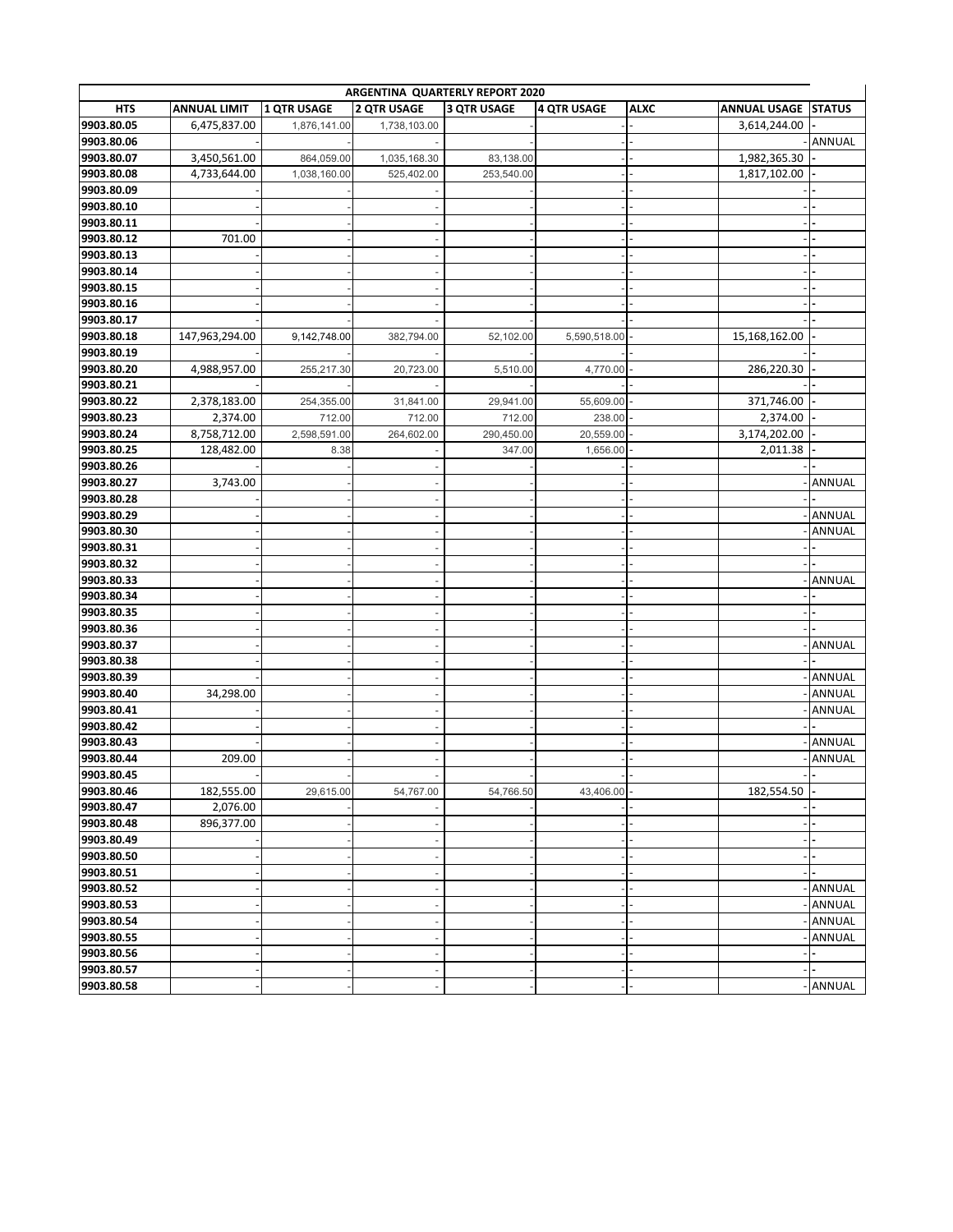| ARGENTINA QUARTERLY REPORT 2020 | | | | | | | | |
|---|---|---|---|---|---|---|---|---|
| **HTS** | **ANNUAL LIMIT** | **1 QTR USAGE** | **2 QTR USAGE** | **3 QTR USAGE** | **4 QTR USAGE** | **ALXC** | **ANNUAL USAGE** | **STATUS** |
| **9903.80.05** | 6,475,837.00 | 1,876,141.00 | 1,738,103.00 | | - | - | 3,614,244.00 | - |
| **9903.80.06** | - | - | - | - | - | - | - | ANNUAL |
| **9903.80.07** | 3,450,561.00 | 864,059.00 | 1,035,168.30 | 83,138.00 | - | - | 1,982,365.30 | - |
| **9903.80.08** | 4,733,644.00 | 1,038,160.00 | 525,402.00 | 253,540.00 | - | - | 1,817,102.00 | - |
| **9903.80.09** | - | - | - | - | - | - | - | - |
| **9903.80.10** | - | - | - | - | - | - | - | - |
| **9903.80.11** | - | - | - | - | - | - | - | - |
| **9903.80.12** | 701.00 | - | - | - | - | - | - | - |
| **9903.80.13** | - | - | - | - | - | - | - | - |
| **9903.80.14** | - | - | - | - | - | - | - | - |
| **9903.80.15** | - | - | - | - | - | - | - | - |
| **9903.80.16** | - | - | - | - | - | - | - | - |
| **9903.80.17** | - | - | - | - | - | - | - | - |
| **9903.80.18** | 147,963,294.00 | 9,142,748.00 | 382,794.00 | 52,102.00 | 5,590,518.00 | - | 15,168,162.00 | - |
| **9903.80.19** | - | - | - | - | - | - | - | - |
| **9903.80.20** | 4,988,957.00 | 255,217.30 | 20,723.00 | 5,510.00 | 4,770.00 | - | 286,220.30 | - |
| **9903.80.21** | - | - | - | - | - | - | - | - |
| **9903.80.22** | 2,378,183.00 | 254,355.00 | 31,841.00 | 29,941.00 | 55,609.00 | - | 371,746.00 | - |
| **9903.80.23** | 2,374.00 | 712.00 | 712.00 | 712.00 | 238.00 | - | 2,374.00 | - |
| **9903.80.24** | 8,758,712.00 | 2,598,591.00 | 264,602.00 | 290,450.00 | 20,559.00 | - | 3,174,202.00 | - |
| **9903.80.25** | 128,482.00 | 8.38 | - | 347.00 | 1,656.00 | - | 2,011.38 | - |
| **9903.80.26** | - | - | - | - | - | - | - | - |
| **9903.80.27** | 3,743.00 | - | - | - | - | - | - | ANNUAL |
| **9903.80.28** | - | - | - | - | - | - | - | - |
| **9903.80.29** | - | - | - | - | - | - | - | ANNUAL |
| **9903.80.30** | - | - | - | - | - | - | - | ANNUAL |
| **9903.80.31** | - | - | - | - | - | - | - | - |
| **9903.80.32** | - | - | - | - | - | - | - | - |
| **9903.80.33** | - | - | - | - | - | - | - | ANNUAL |
| **9903.80.34** | - | - | - | - | - | - | - | - |
| **9903.80.35** | - | - | - | - | - | - | - | - |
| **9903.80.36** | - | - | - | - | - | - | - | - |
| **9903.80.37** | - | - | - | - | - | - | - | ANNUAL |
| **9903.80.38** | - | - | - | - | - | - | - | - |
| **9903.80.39** | - | - | - | - | - | - | - | ANNUAL |
| **9903.80.40** | 34,298.00 | - | - | - | - | - | - | ANNUAL |
| **9903.80.41** | - | - | - | - | - | - | - | ANNUAL |
| **9903.80.42** | - | - | - | - | - | - | - | - |
| **9903.80.43** | - | - | - | - | - | - | - | ANNUAL |
| **9903.80.44** | 209.00 | - | - | - | - | - | - | ANNUAL |
| **9903.80.45** | - | - | - | - | - | - | - | - |
| **9903.80.46** | 182,555.00 | 29,615.00 | 54,767.00 | 54,766.50 | 43,406.00 | - | 182,554.50 | - |
| **9903.80.47** | 2,076.00 | - | - | - | - | - | - | - |
| **9903.80.48** | 896,377.00 | - | - | - | - | - | - | - |
| **9903.80.49** | - | - | - | - | - | - | - | - |
| **9903.80.50** | - | - | - | - | - | - | - | - |
| **9903.80.51** | - | - | - | - | - | - | - | - |
| **9903.80.52** | - | - | - | - | - | - | - | ANNUAL |
| **9903.80.53** | - | - | - | - | - | - | - | ANNUAL |
| **9903.80.54** | - | - | - | - | - | - | - | ANNUAL |
| **9903.80.55** | - | - | - | - | - | - | - | ANNUAL |
| **9903.80.56** | - | - | - | - | - | - | - | - |
| **9903.80.57** | - | - | - | - | - | - | - | - |
| **9903.80.58** | - | - | - | - | - | - | - | ANNUAL |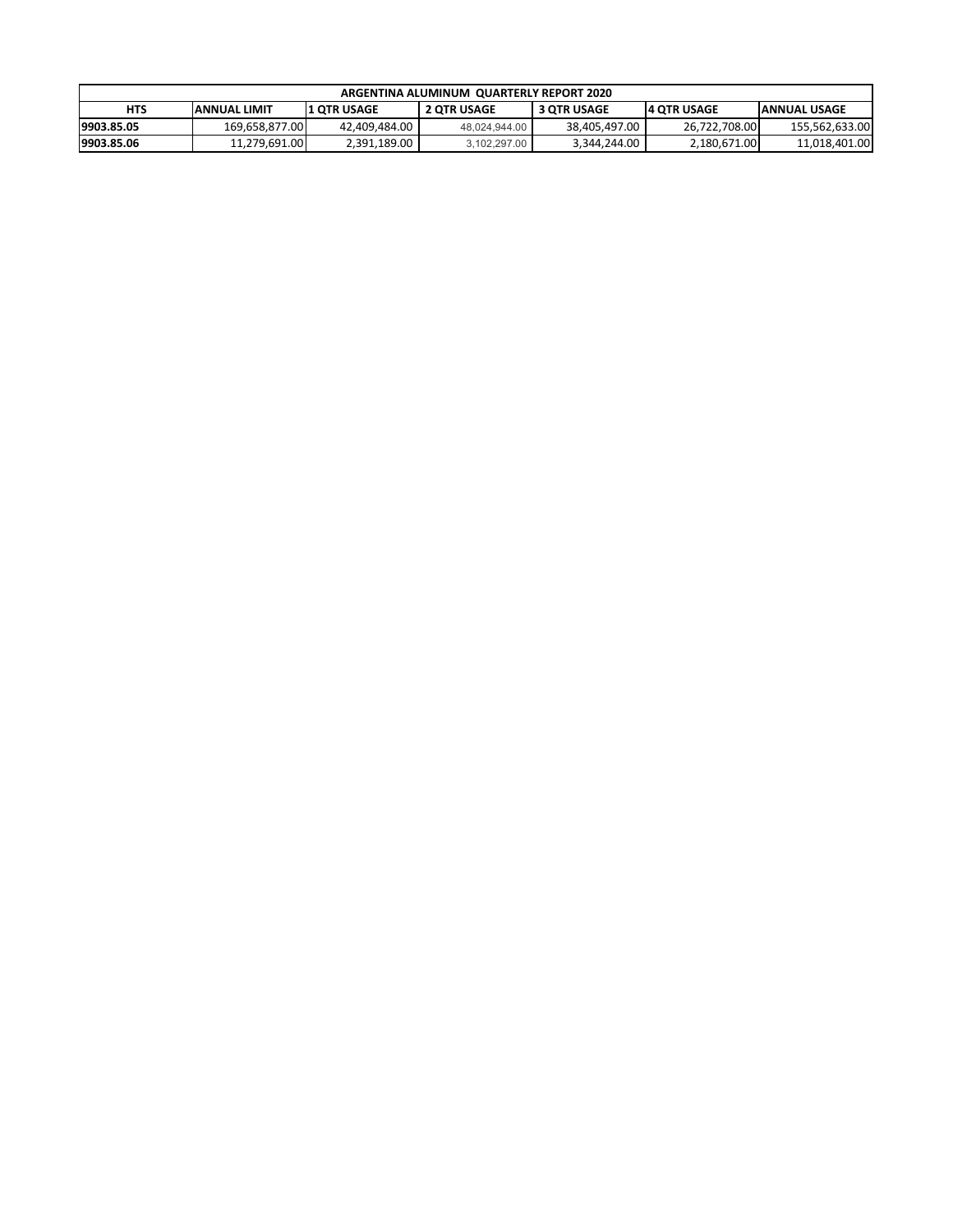| ARGENTINA ALUMINUM QUARTERLY REPORT 2020 | | | | | | |
|---|---|---|---|---|---|---|
| **HTS** | **ANNUAL LIMIT** | **1 QTR USAGE** | **2 QTR USAGE** | **3 QTR USAGE** | **4 QTR USAGE** | **ANNUAL USAGE** |
| **9903.85.05** | 169,658,877.00 | 42,409,484.00 | 48,024,944.00 | 38,405,497.00 | 26,722,708.00 | 155,562,633.00 |
| **9903.85.06** | 11,279,691.00 | 2,391,189.00 | 3,102,297.00 | 3,344,244.00 | 2,180,671.00 | 11,018,401.00 |